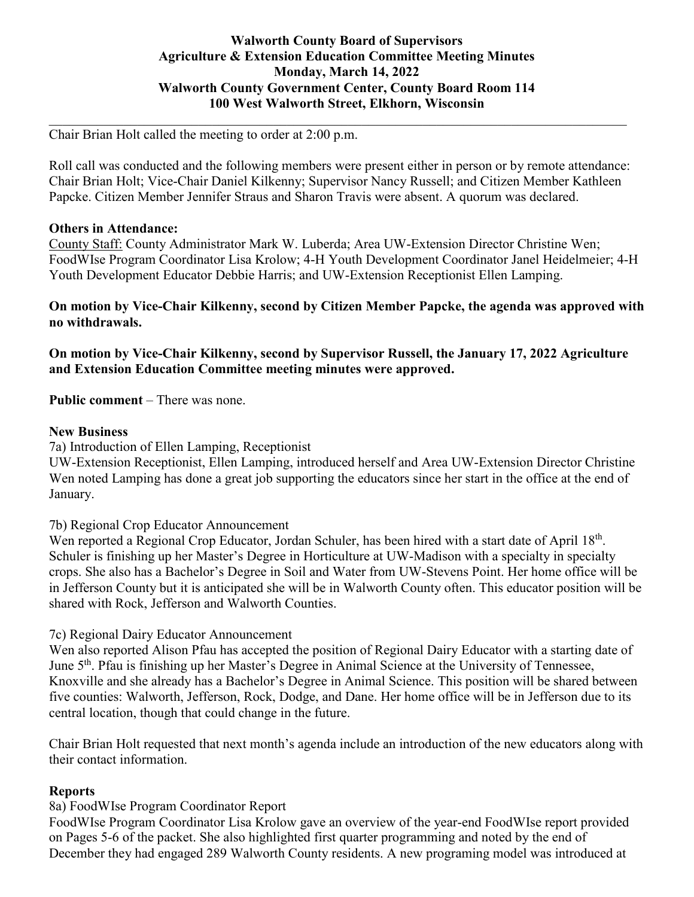**Walworth County Board of Supervisors**
**Agriculture & Extension Education Committee Meeting Minutes**
**Monday, March 14, 2022**
**Walworth County Government Center, County Board Room 114**
**100 West Walworth Street, Elkhorn, Wisconsin**

---

Chair Brian Holt called the meeting to order at 2:00 p.m.

Roll call was conducted and the following members were present either in person or by remote attendance: Chair Brian Holt; Vice-Chair Daniel Kilkenny; Supervisor Nancy Russell; and Citizen Member Kathleen Papcke. Citizen Member Jennifer Straus and Sharon Travis were absent. A quorum was declared.

**Others in Attendance:**

County Staff: County Administrator Mark W. Luberda; Area UW-Extension Director Christine Wen; FoodWIse Program Coordinator Lisa Krolow; 4-H Youth Development Coordinator Janel Heidelmeier; 4-H Youth Development Educator Debbie Harris; and UW-Extension Receptionist Ellen Lamping.

**On motion by Vice-Chair Kilkenny, second by Citizen Member Papcke, the agenda was approved with no withdrawals.**

**On motion by Vice-Chair Kilkenny, second by Supervisor Russell, the January 17, 2022 Agriculture and Extension Education Committee meeting minutes were approved.**

**Public comment** – There was none.

**New Business**

7a) Introduction of Ellen Lamping, Receptionist

UW-Extension Receptionist, Ellen Lamping, introduced herself and Area UW-Extension Director Christine Wen noted Lamping has done a great job supporting the educators since her start in the office at the end of January.

7b) Regional Crop Educator Announcement

Wen reported a Regional Crop Educator, Jordan Schuler, has been hired with a start date of April 18th. Schuler is finishing up her Master's Degree in Horticulture at UW-Madison with a specialty in specialty crops. She also has a Bachelor's Degree in Soil and Water from UW-Stevens Point. Her home office will be in Jefferson County but it is anticipated she will be in Walworth County often. This educator position will be shared with Rock, Jefferson and Walworth Counties.

7c) Regional Dairy Educator Announcement

Wen also reported Alison Pfau has accepted the position of Regional Dairy Educator with a starting date of June 5th. Pfau is finishing up her Master's Degree in Animal Science at the University of Tennessee, Knoxville and she already has a Bachelor's Degree in Animal Science. This position will be shared between five counties: Walworth, Jefferson, Rock, Dodge, and Dane. Her home office will be in Jefferson due to its central location, though that could change in the future.

Chair Brian Holt requested that next month's agenda include an introduction of the new educators along with their contact information.

**Reports**

8a) FoodWIse Program Coordinator Report

FoodWIse Program Coordinator Lisa Krolow gave an overview of the year-end FoodWIse report provided on Pages 5-6 of the packet. She also highlighted first quarter programming and noted by the end of December they had engaged 289 Walworth County residents. A new programing model was introduced at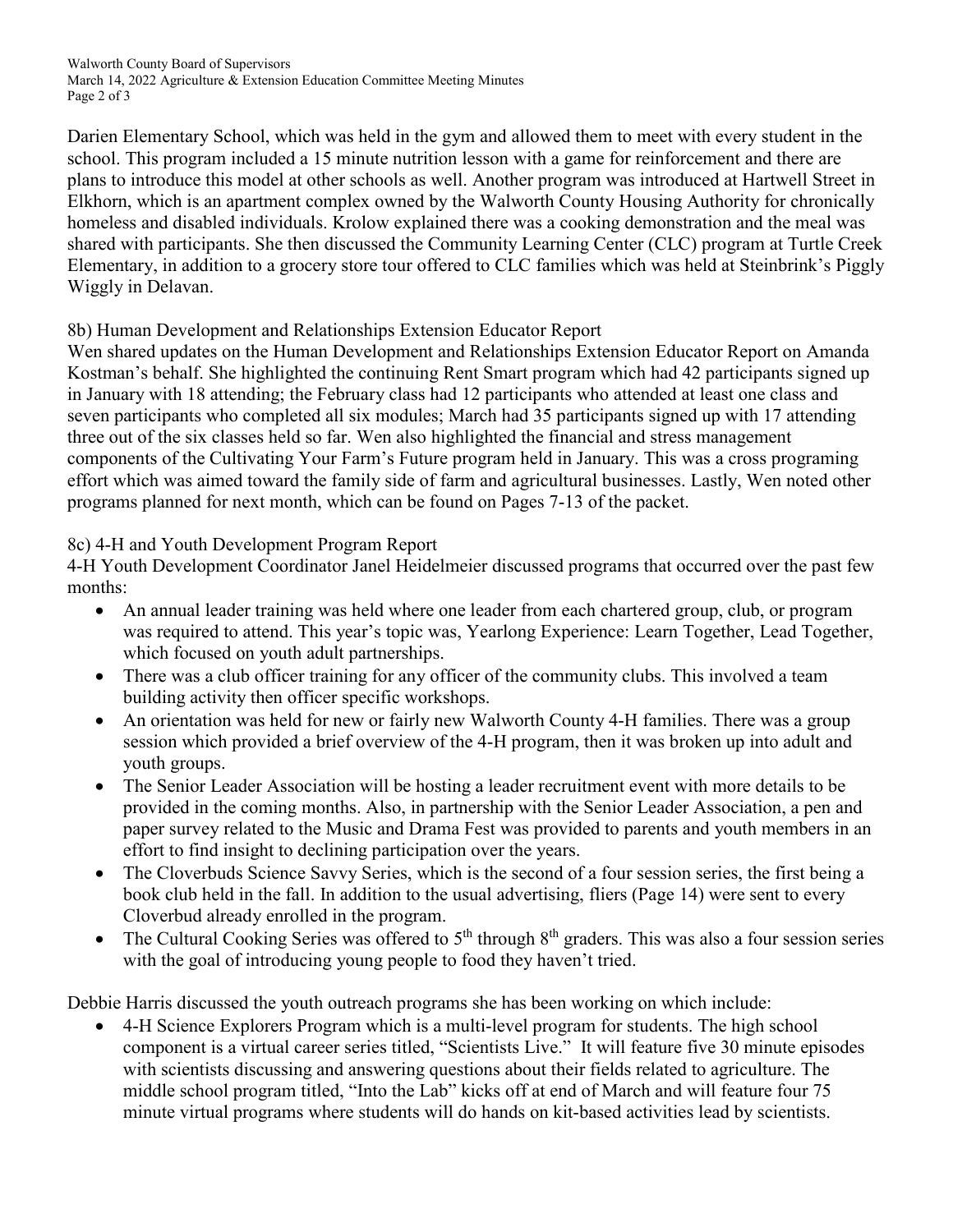Darien Elementary School, which was held in the gym and allowed them to meet with every student in the school. This program included a 15 minute nutrition lesson with a game for reinforcement and there are plans to introduce this model at other schools as well. Another program was introduced at Hartwell Street in Elkhorn, which is an apartment complex owned by the Walworth County Housing Authority for chronically homeless and disabled individuals. Krolow explained there was a cooking demonstration and the meal was shared with participants. She then discussed the Community Learning Center (CLC) program at Turtle Creek Elementary, in addition to a grocery store tour offered to CLC families which was held at Steinbrink's Piggly Wiggly in Delavan.

8b) Human Development and Relationships Extension Educator Report

Wen shared updates on the Human Development and Relationships Extension Educator Report on Amanda Kostman's behalf. She highlighted the continuing Rent Smart program which had 42 participants signed up in January with 18 attending; the February class had 12 participants who attended at least one class and seven participants who completed all six modules; March had 35 participants signed up with 17 attending three out of the six classes held so far. Wen also highlighted the financial and stress management components of the Cultivating Your Farm's Future program held in January. This was a cross programing effort which was aimed toward the family side of farm and agricultural businesses. Lastly, Wen noted other programs planned for next month, which can be found on Pages 7-13 of the packet.

8c) 4-H and Youth Development Program Report

4-H Youth Development Coordinator Janel Heidelmeier discussed programs that occurred over the past few months:

- An annual leader training was held where one leader from each chartered group, club, or program was required to attend. This year's topic was, Yearlong Experience: Learn Together, Lead Together, which focused on youth adult partnerships.
- There was a club officer training for any officer of the community clubs. This involved a team building activity then officer specific workshops.
- An orientation was held for new or fairly new Walworth County 4-H families. There was a group session which provided a brief overview of the 4-H program, then it was broken up into adult and youth groups.
- The Senior Leader Association will be hosting a leader recruitment event with more details to be provided in the coming months. Also, in partnership with the Senior Leader Association, a pen and paper survey related to the Music and Drama Fest was provided to parents and youth members in an effort to find insight to declining participation over the years.
- The Cloverbuds Science Savvy Series, which is the second of a four session series, the first being a book club held in the fall. In addition to the usual advertising, fliers (Page 14) were sent to every Cloverbud already enrolled in the program.
- The Cultural Cooking Series was offered to 5th through 8th graders. This was also a four session series with the goal of introducing young people to food they haven't tried.

Debbie Harris discussed the youth outreach programs she has been working on which include:

- 4-H Science Explorers Program which is a multi-level program for students. The high school component is a virtual career series titled, "Scientists Live." It will feature five 30 minute episodes with scientists discussing and answering questions about their fields related to agriculture. The middle school program titled, "Into the Lab" kicks off at end of March and will feature four 75 minute virtual programs where students will do hands on kit-based activities lead by scientists.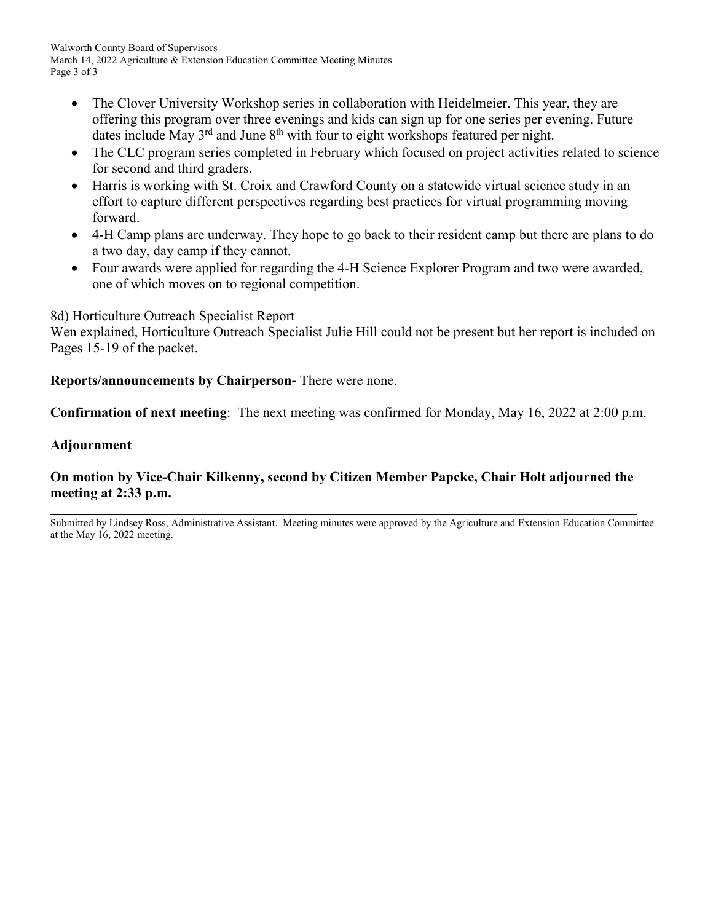- The Clover University Workshop series in collaboration with Heidelmeier. This year, they are offering this program over three evenings and kids can sign up for one series per evening. Future dates include May 3rd and June 8th with four to eight workshops featured per night.
- The CLC program series completed in February which focused on project activities related to science for second and third graders.
- Harris is working with St. Croix and Crawford County on a statewide virtual science study in an effort to capture different perspectives regarding best practices for virtual programming moving forward.
- 4-H Camp plans are underway. They hope to go back to their resident camp but there are plans to do a two day, day camp if they cannot.
- Four awards were applied for regarding the 4-H Science Explorer Program and two were awarded, one of which moves on to regional competition.

8d) Horticulture Outreach Specialist Report
Wen explained, Horticulture Outreach Specialist Julie Hill could not be present but her report is included on Pages 15-19 of the packet.

**Reports/announcements by Chairperson-** There were none.

**Confirmation of next meeting**: The next meeting was confirmed for Monday, May 16, 2022 at 2:00 p.m.

**Adjournment**

**On motion by Vice-Chair Kilkenny, second by Citizen Member Papcke, Chair Holt adjourned the meeting at 2:33 p.m.**

---

Submitted by Lindsey Ross, Administrative Assistant. Meeting minutes were approved by the Agriculture and Extension Education Committee at the May 16, 2022 meeting.